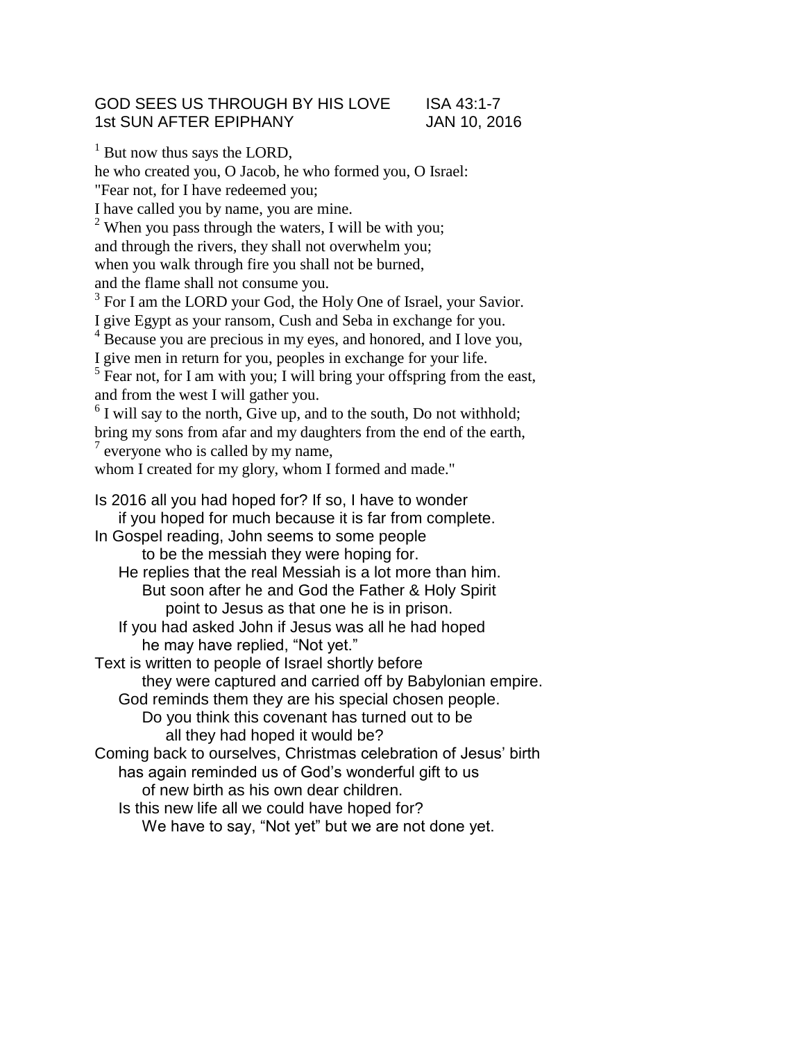GOD SEES US THROUGH BY HIS LOVE ISA 43:1-7
1st SUN AFTER EPIPHANY JAN 10, 2016

[1] But now thus says the LORD,
he who created you, O Jacob, he who formed you, O Israel:
"Fear not, for I have redeemed you;
I have called you by name, you are mine.
[2] When you pass through the waters, I will be with you;
and through the rivers, they shall not overwhelm you;
when you walk through fire you shall not be burned,
and the flame shall not consume you.
[3] For I am the LORD your God, the Holy One of Israel, your Savior.
I give Egypt as your ransom, Cush and Seba in exchange for you.
[4] Because you are precious in my eyes, and honored, and I love you,
I give men in return for you, peoples in exchange for your life.
[5] Fear not, for I am with you; I will bring your offspring from the east,
and from the west I will gather you.
[6] I will say to the north, Give up, and to the south, Do not withhold;
bring my sons from afar and my daughters from the end of the earth,
[7] everyone who is called by my name,
whom I created for my glory, whom I formed and made."

Is 2016 all you had hoped for? If so, I have to wonder
if you hoped for much because it is far from complete.
In Gospel reading, John seems to some people
to be the messiah they were hoping for.
He replies that the real Messiah is a lot more than him.
But soon after he and God the Father & Holy Spirit
point to Jesus as that one he is in prison.
If you had asked John if Jesus was all he had hoped
he may have replied, “Not yet.”
Text is written to people of Israel shortly before
they were captured and carried off by Babylonian empire.
God reminds them they are his special chosen people.
Do you think this covenant has turned out to be
all they had hoped it would be?
Coming back to ourselves, Christmas celebration of Jesus’ birth
has again reminded us of God’s wonderful gift to us
of new birth as his own dear children.
Is this new life all we could have hoped for?
We have to say, “Not yet” but we are not done yet.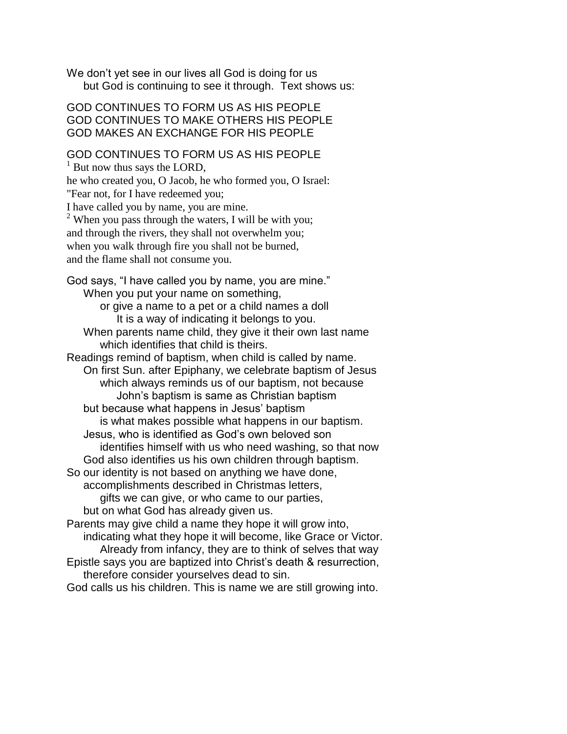We don't yet see in our lives all God is doing for us
but God is continuing to see it through. Text shows us:

GOD CONTINUES TO FORM US AS HIS PEOPLE
GOD CONTINUES TO MAKE OTHERS HIS PEOPLE
GOD MAKES AN EXCHANGE FOR HIS PEOPLE

GOD CONTINUES TO FORM US AS HIS PEOPLE

[1] But now thus says the LORD,
he who created you, O Jacob, he who formed you, O Israel:
"Fear not, for I have redeemed you;
I have called you by name, you are mine.
[2] When you pass through the waters, I will be with you;
and through the rivers, they shall not overwhelm you;
when you walk through fire you shall not be burned,
and the flame shall not consume you.

God says, "I have called you by name, you are mine."
When you put your name on something,
or give a name to a pet or a child names a doll
It is a way of indicating it belongs to you.
When parents name child, they give it their own last name
which identifies that child is theirs.
Readings remind of baptism, when child is called by name.
On first Sun. after Epiphany, we celebrate baptism of Jesus
which always reminds us of our baptism, not because
John's baptism is same as Christian baptism
but because what happens in Jesus' baptism
is what makes possible what happens in our baptism.
Jesus, who is identified as God's own beloved son
identifies himself with us who need washing, so that now
God also identifies us his own children through baptism.
So our identity is not based on anything we have done,
accomplishments described in Christmas letters,
gifts we can give, or who came to our parties,
but on what God has already given us.
Parents may give child a name they hope it will grow into,
indicating what they hope it will become, like Grace or Victor.
Already from infancy, they are to think of selves that way
Epistle says you are baptized into Christ's death & resurrection,
therefore consider yourselves dead to sin.
God calls us his children. This is name we are still growing into.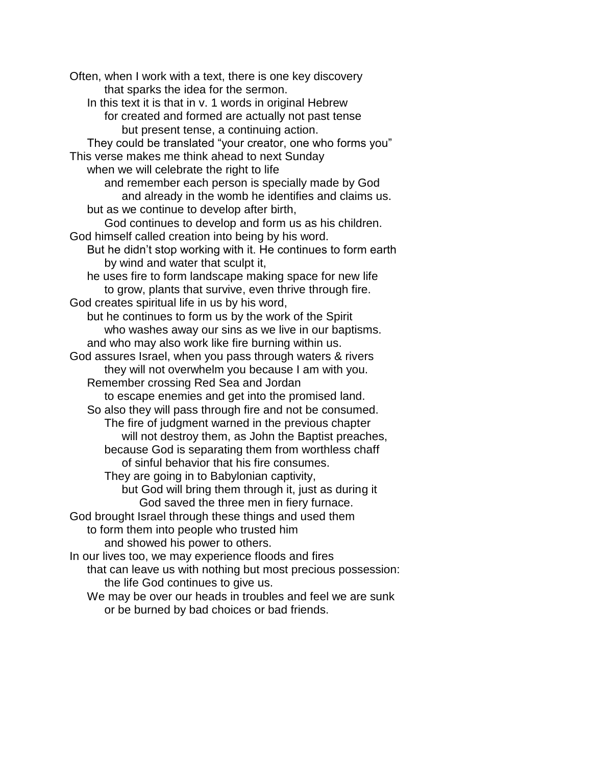Often, when I work with a text, there is one key discovery
that sparks the idea for the sermon.
In this text it is that in v. 1 words in original Hebrew
for created and formed are actually not past tense
but present tense, a continuing action.
They could be translated "your creator, one who forms you"
This verse makes me think ahead to next Sunday
when we will celebrate the right to life
and remember each person is specially made by God
and already in the womb he identifies and claims us.
but as we continue to develop after birth,
God continues to develop and form us as his children.
God himself called creation into being by his word.
But he didn't stop working with it. He continues to form earth
by wind and water that sculpt it,
he uses fire to form landscape making space for new life
to grow, plants that survive, even thrive through fire.
God creates spiritual life in us by his word,
but he continues to form us by the work of the Spirit
who washes away our sins as we live in our baptisms.
and who may also work like fire burning within us.
God assures Israel, when you pass through waters & rivers
they will not overwhelm you because I am with you.
Remember crossing Red Sea and Jordan
to escape enemies and get into the promised land.
So also they will pass through fire and not be consumed.
The fire of judgment warned in the previous chapter
will not destroy them, as John the Baptist preaches,
because God is separating them from worthless chaff
of sinful behavior that his fire consumes.
They are going in to Babylonian captivity,
but God will bring them through it, just as during it
God saved the three men in fiery furnace.
God brought Israel through these things and used them
to form them into people who trusted him
and showed his power to others.
In our lives too, we may experience floods and fires
that can leave us with nothing but most precious possession:
the life God continues to give us.
We may be over our heads in troubles and feel we are sunk
or be burned by bad choices or bad friends.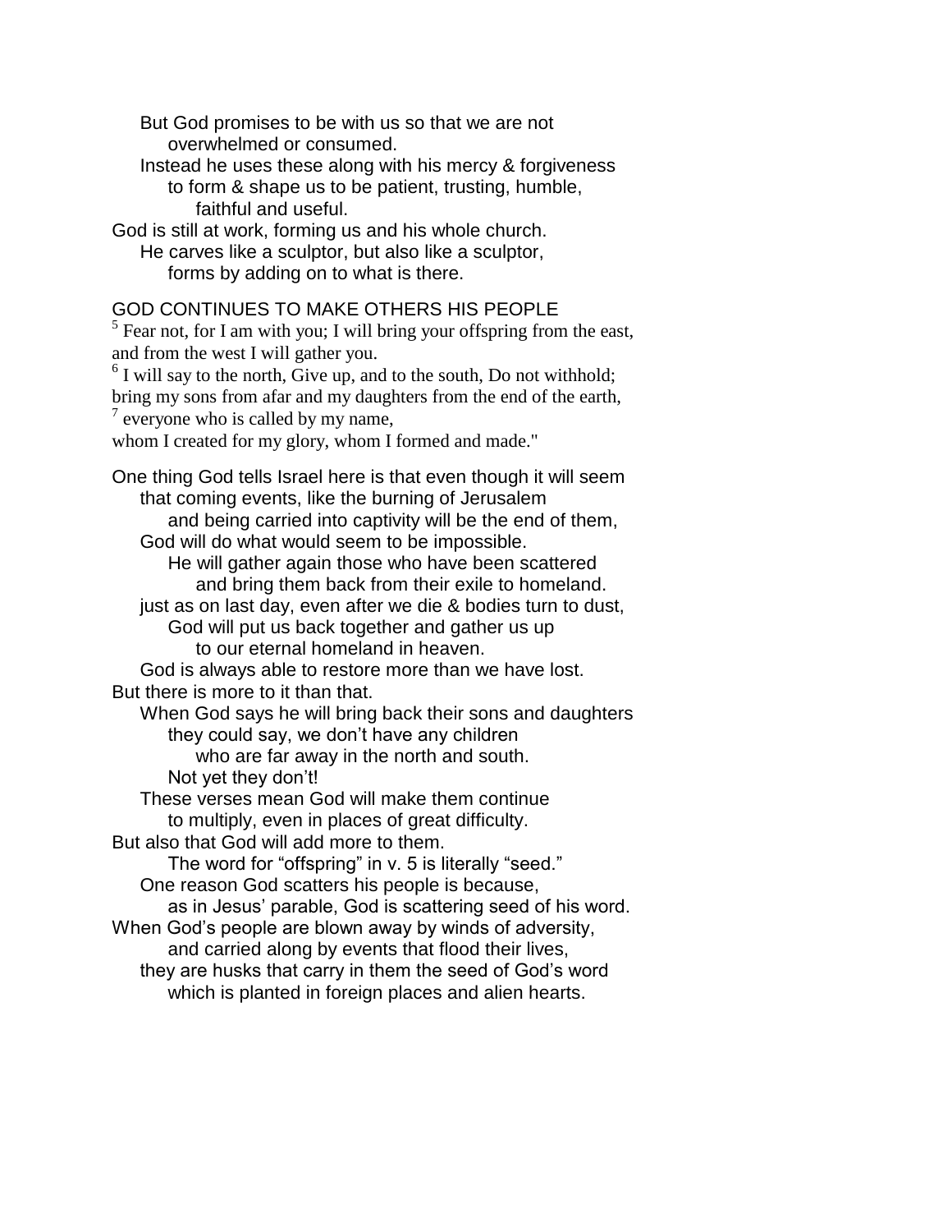But God promises to be with us so that we are not overwhelmed or consumed.
Instead he uses these along with his mercy & forgiveness to form & shape us to be patient, trusting, humble, faithful and useful.
God is still at work, forming us and his whole church.
He carves like a sculptor, but also like a sculptor, forms by adding on to what is there.

GOD CONTINUES TO MAKE OTHERS HIS PEOPLE

[5] Fear not, for I am with you; I will bring your offspring from the east, and from the west I will gather you.
[6] I will say to the north, Give up, and to the south, Do not withhold; bring my sons from afar and my daughters from the end of the earth,
[7] everyone who is called by my name,
whom I created for my glory, whom I formed and made."

One thing God tells Israel here is that even though it will seem that coming events, like the burning of Jerusalem and being carried into captivity will be the end of them,
God will do what would seem to be impossible.
He will gather again those who have been scattered and bring them back from their exile to homeland.
just as on last day, even after we die & bodies turn to dust,
God will put us back together and gather us up to our eternal homeland in heaven.
God is always able to restore more than we have lost.
But there is more to it than that.
When God says he will bring back their sons and daughters they could say, we don't have any children who are far away in the north and south.
Not yet they don't!
These verses mean God will make them continue to multiply, even in places of great difficulty.
But also that God will add more to them.
The word for "offspring" in v. 5 is literally "seed."
One reason God scatters his people is because, as in Jesus' parable, God is scattering seed of his word.
When God's people are blown away by winds of adversity, and carried along by events that flood their lives,
they are husks that carry in them the seed of God's word which is planted in foreign places and alien hearts.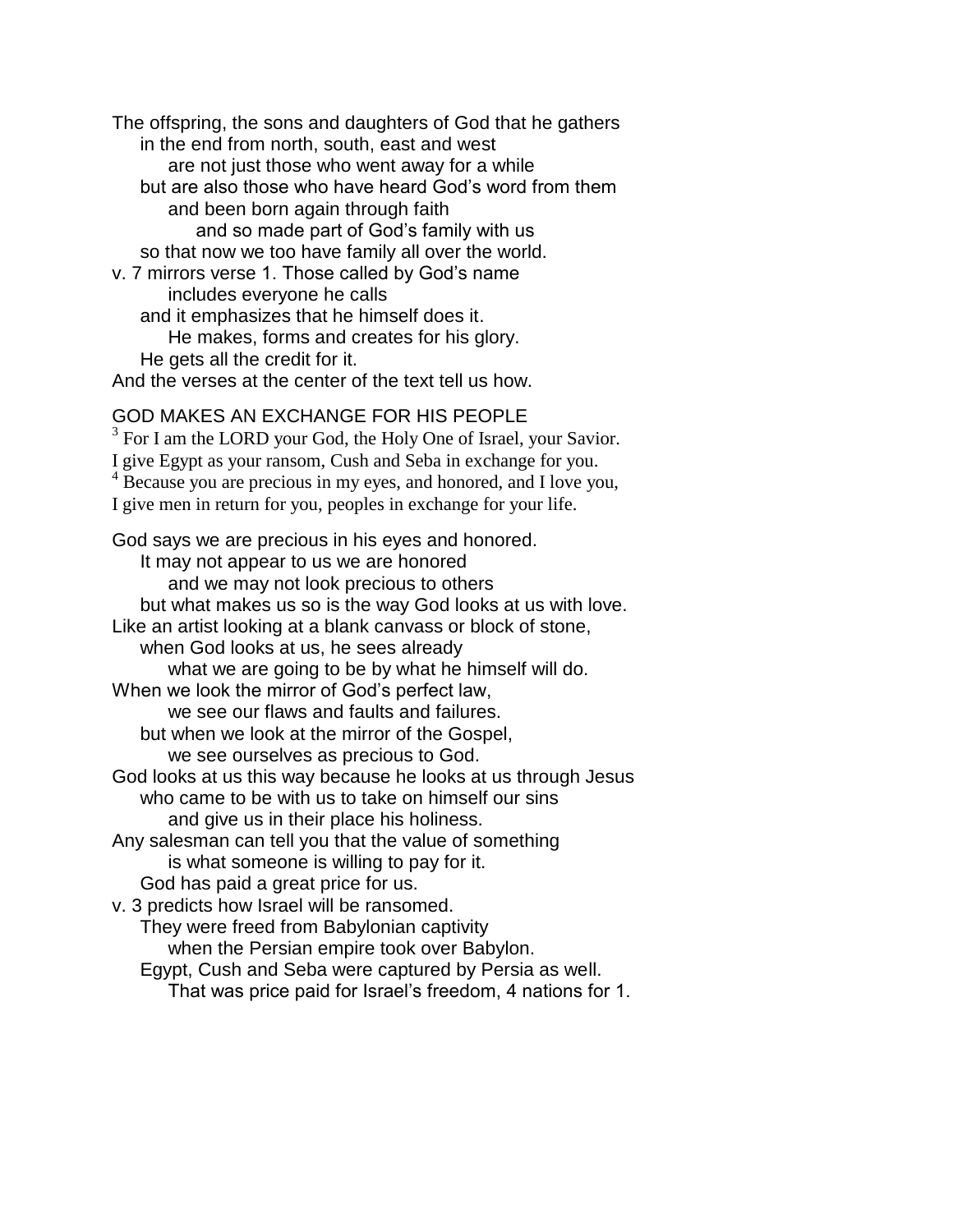The offspring, the sons and daughters of God that he gathers
in the end from north, south, east and west
are not just those who went away for a while
but are also those who have heard God's word from them
and been born again through faith
and so made part of God's family with us
so that now we too have family all over the world.
v. 7 mirrors verse 1. Those called by God's name
includes everyone he calls
and it emphasizes that he himself does it.
He makes, forms and creates for his glory.
He gets all the credit for it.
And the verses at the center of the text tell us how.

GOD MAKES AN EXCHANGE FOR HIS PEOPLE

[3] For I am the LORD your God, the Holy One of Israel, your Savior.
I give Egypt as your ransom, Cush and Seba in exchange for you.
[4] Because you are precious in my eyes, and honored, and I love you,
I give men in return for you, peoples in exchange for your life.

God says we are precious in his eyes and honored.
It may not appear to us we are honored
and we may not look precious to others
but what makes us so is the way God looks at us with love.
Like an artist looking at a blank canvass or block of stone,
when God looks at us, he sees already
what we are going to be by what he himself will do.
When we look the mirror of God's perfect law,
we see our flaws and faults and failures.
but when we look at the mirror of the Gospel,
we see ourselves as precious to God.
God looks at us this way because he looks at us through Jesus
who came to be with us to take on himself our sins
and give us in their place his holiness.
Any salesman can tell you that the value of something
is what someone is willing to pay for it.
God has paid a great price for us.
v. 3 predicts how Israel will be ransomed.
They were freed from Babylonian captivity
when the Persian empire took over Babylon.
Egypt, Cush and Seba were captured by Persia as well.
That was price paid for Israel's freedom, 4 nations for 1.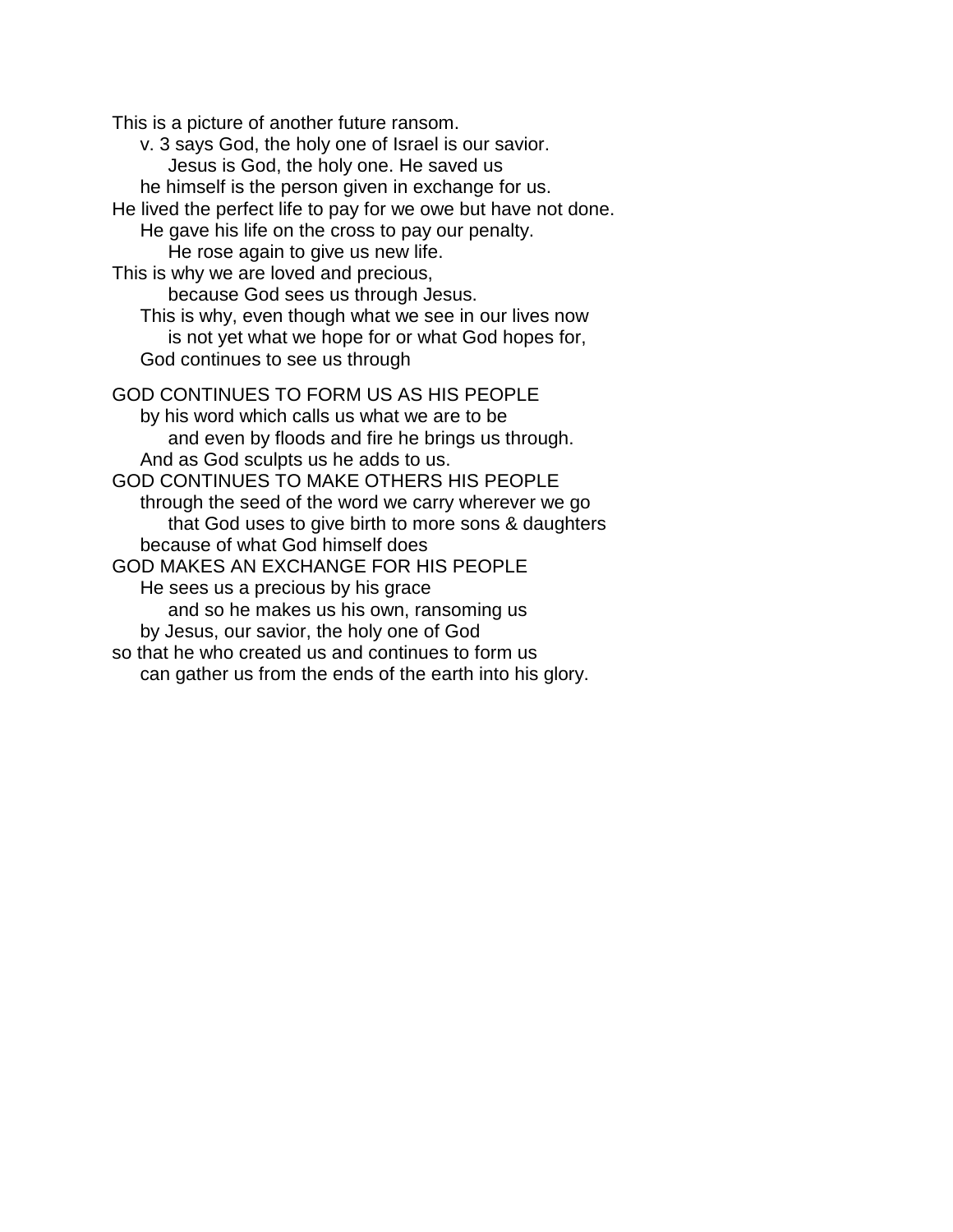This is a picture of another future ransom.
    v. 3 says God, the holy one of Israel is our savior.
        Jesus is God, the holy one. He saved us
    he himself is the person given in exchange for us.
He lived the perfect life to pay for we owe but have not done.
    He gave his life on the cross to pay our penalty.
        He rose again to give us new life.
This is why we are loved and precious,
        because God sees us through Jesus.
    This is why, even though what we see in our lives now
        is not yet what we hope for or what God hopes for,
    God continues to see us through

GOD CONTINUES TO FORM US AS HIS PEOPLE
    by his word which calls us what we are to be
        and even by floods and fire he brings us through.
    And as God sculpts us he adds to us.
GOD CONTINUES TO MAKE OTHERS HIS PEOPLE
    through the seed of the word we carry wherever we go
        that God uses to give birth to more sons & daughters
    because of what God himself does
GOD MAKES AN EXCHANGE FOR HIS PEOPLE
    He sees us a precious by his grace
        and so he makes us his own, ransoming us
    by Jesus, our savior, the holy one of God
so that he who created us and continues to form us
    can gather us from the ends of the earth into his glory.